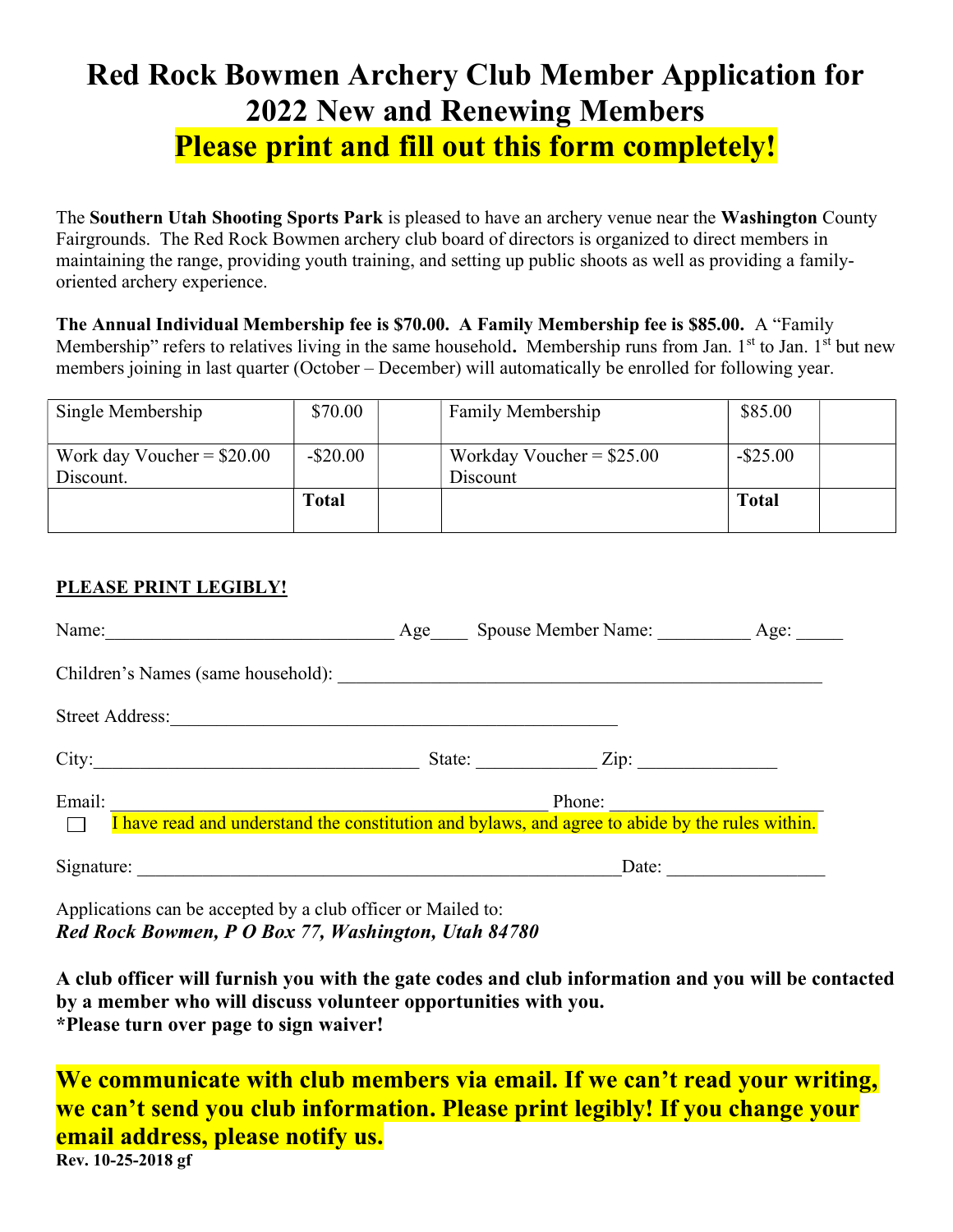# Red Rock Bowmen Archery Club Member Application for 2022 New and Renewing Members

## Please print and fill out this form completely!

The **Southern Utah Shooting Sports Park** is pleased to have an archery venue near the **Washington** County Fairgrounds. The Red Rock Bowmen archery club board of directors is organized to direct members in maintaining the range, providing youth training, and setting up public shoots as well as providing a family-oriented archery experience.

**The Annual Individual Membership fee is $70.00. A Family Membership fee is $85.00.** A "Family Membership" refers to relatives living in the same household**.** Membership runs from Jan. 1st to Jan. 1st but new members joining in last quarter (October – December) will automatically be enrolled for following year.

| Single Membership | $70.00 | | Family Membership | $85.00 | |
|---|---|---|---|---|---|
| Work day Voucher = $20.00 Discount. | -$20.00 | | Workday Voucher = $25.00 Discount | -$25.00 | |
| | **Total** | | | **Total** | |

**PLEASE PRINT LEGIBLY!**

Name:_______________________________ Age____ Spouse Member Name: __________ Age: _____

Children's Names (same household): _____________________________________________________

Street Address:_________________________________________________

City:__________________________________ State: _____________ Zip: _______________

Email: _______________________________________________ Phone: ______________________

☐ I have read and understand the constitution and bylaws, and agree to abide by the rules within.

Signature: _____________________________________________________Date: _________________

Applications can be accepted by a club officer or Mailed to:
***Red Rock Bowmen, P O Box 77, Washington, Utah 84780***

**A club officer will furnish you with the gate codes and club information and you will be contacted by a member who will discuss volunteer opportunities with you.**
**\*Please turn over page to sign waiver!**

**We communicate with club members via email. If we can't read your writing, we can't send you club information. Please print legibly! If you change your email address, please notify us.**

**Rev. 10-25-2018 gf**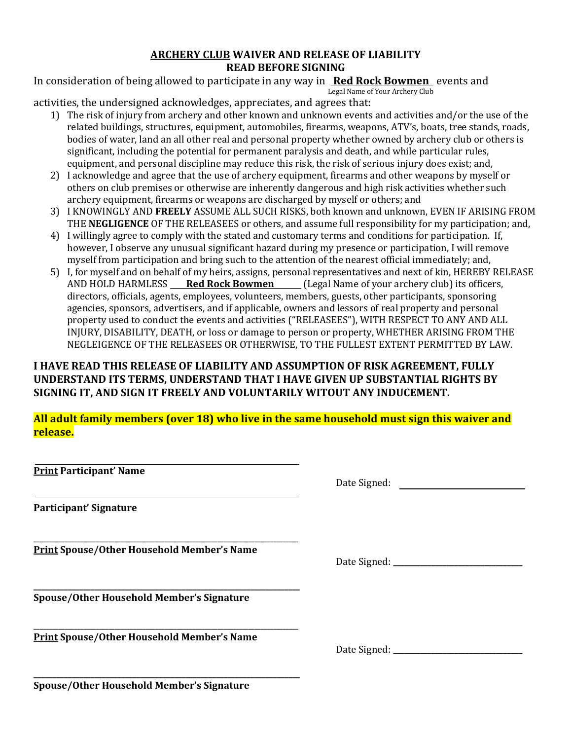**<u>ARCHERY CLUB</u> WAIVER AND RELEASE OF LIABILITY**
**READ BEFORE SIGNING**

In consideration of being allowed to participate in any way in **<u>Red Rock Bowmen</u>** events and activities, the undersigned acknowledges, appreciates, and agrees that:

Legal Name of Your Archery Club

1) The risk of injury from archery and other known and unknown events and activities and/or the use of the related buildings, structures, equipment, automobiles, firearms, weapons, ATV's, boats, tree stands, roads, bodies of water, land an all other real and personal property whether owned by archery club or others is significant, including the potential for permanent paralysis and death, and while particular rules, equipment, and personal discipline may reduce this risk, the risk of serious injury does exist; and,
2) I acknowledge and agree that the use of archery equipment, firearms and other weapons by myself or others on club premises or otherwise are inherently dangerous and high risk activities whether such archery equipment, firearms or weapons are discharged by myself or others; and
3) I KNOWINGLY AND **FREELY** ASSUME ALL SUCH RISKS, both known and unknown, EVEN IF ARISING FROM THE **NEGLIGENCE** OF THE RELEASEES or others, and assume full responsibility for my participation; and,
4) I willingly agree to comply with the stated and customary terms and conditions for participation. If, however, I observe any unusual significant hazard during my presence or participation, I will remove myself from participation and bring such to the attention of the nearest official immediately; and,
5) I, for myself and on behalf of my heirs, assigns, personal representatives and next of kin, HEREBY RELEASE AND HOLD HARMLESS **<u>Red Rock Bowmen</u>** (Legal Name of your archery club) its officers, directors, officials, agents, employees, volunteers, members, guests, other participants, sponsoring agencies, sponsors, advertisers, and if applicable, owners and lessors of real property and personal property used to conduct the events and activities ("RELEASEES"), WITH RESPECT TO ANY AND ALL INJURY, DISABILITY, DEATH, or loss or damage to person or property, WHETHER ARISING FROM THE NEGLEIGENCE OF THE RELEASEES OR OTHERWISE, TO THE FULLEST EXTENT PERMITTED BY LAW.

**I HAVE READ THIS RELEASE OF LIABILITY AND ASSUMPTION OF RISK AGREEMENT, FULLY UNDERSTAND ITS TERMS, UNDERSTAND THAT I HAVE GIVEN UP SUBSTANTIAL RIGHTS BY SIGNING IT, AND SIGN IT FREELY AND VOLUNTARILY WITOUT ANY INDUCEMENT.**

**All adult family members (over 18) who live in the same household must sign this waiver and release.**

______________________________
**<u>Print</u> Participant' Name**

Date Signed: ______________________

______________________________
**Participant' Signature**

______________________________
**<u>Print</u> Spouse/Other Household Member's Name**

Date Signed: ______________________

______________________________
**Spouse/Other Household Member's Signature**

______________________________
**<u>Print</u> Spouse/Other Household Member's Name**

Date Signed: ______________________

______________________________
**Spouse/Other Household Member's Signature**